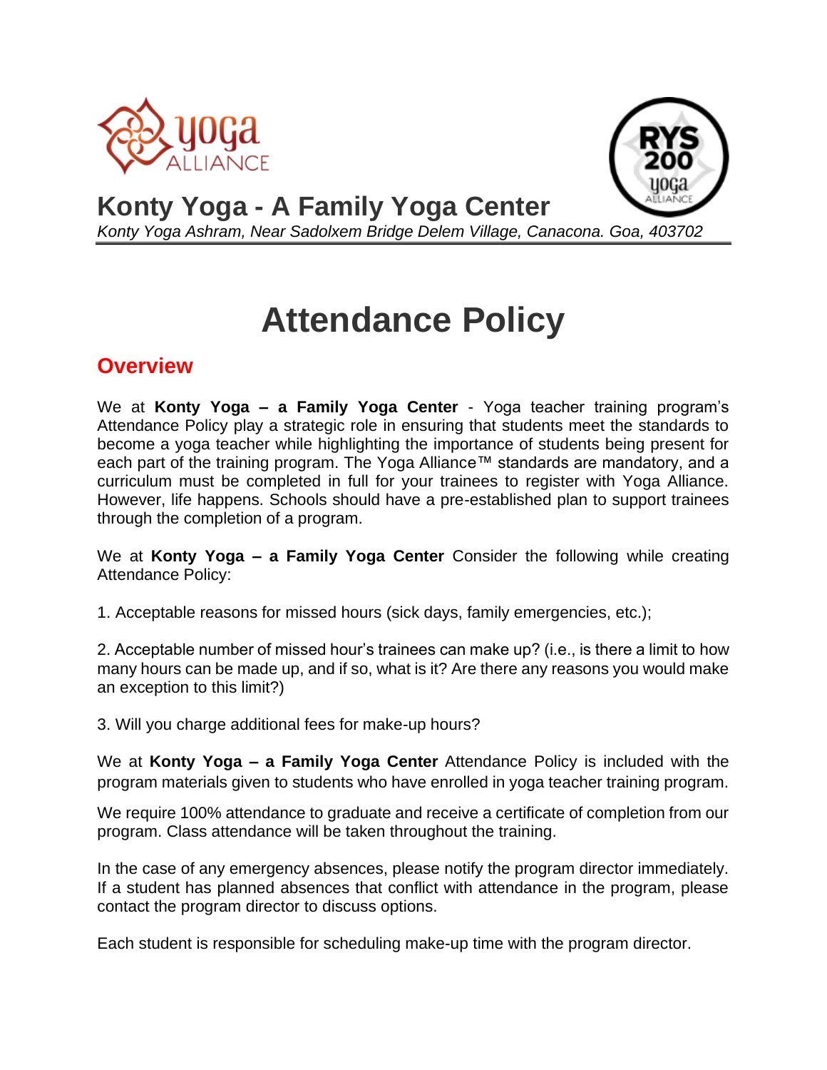# Konty Yoga - A Family Yoga Center

*Konty Yoga Ashram, Near Sadolxem Bridge Delem Village, Canacona. Goa, 403702*

# Attendance Policy

## Overview

We at **Konty Yoga – a Family Yoga Center** - Yoga teacher training program's Attendance Policy play a strategic role in ensuring that students meet the standards to become a yoga teacher while highlighting the importance of students being present for each part of the training program. The Yoga Alliance™ standards are mandatory, and a curriculum must be completed in full for your trainees to register with Yoga Alliance. However, life happens. Schools should have a pre-established plan to support trainees through the completion of a program.

We at **Konty Yoga – a Family Yoga Center** Consider the following while creating Attendance Policy:

1. Acceptable reasons for missed hours (sick days, family emergencies, etc.);

2. Acceptable number of missed hour's trainees can make up? (i.e., is there a limit to how many hours can be made up, and if so, what is it? Are there any reasons you would make an exception to this limit?)

3. Will you charge additional fees for make-up hours?

We at **Konty Yoga – a Family Yoga Center** Attendance Policy is included with the program materials given to students who have enrolled in yoga teacher training program.

We require 100% attendance to graduate and receive a certificate of completion from our program. Class attendance will be taken throughout the training.

In the case of any emergency absences, please notify the program director immediately. If a student has planned absences that conflict with attendance in the program, please contact the program director to discuss options.

Each student is responsible for scheduling make-up time with the program director.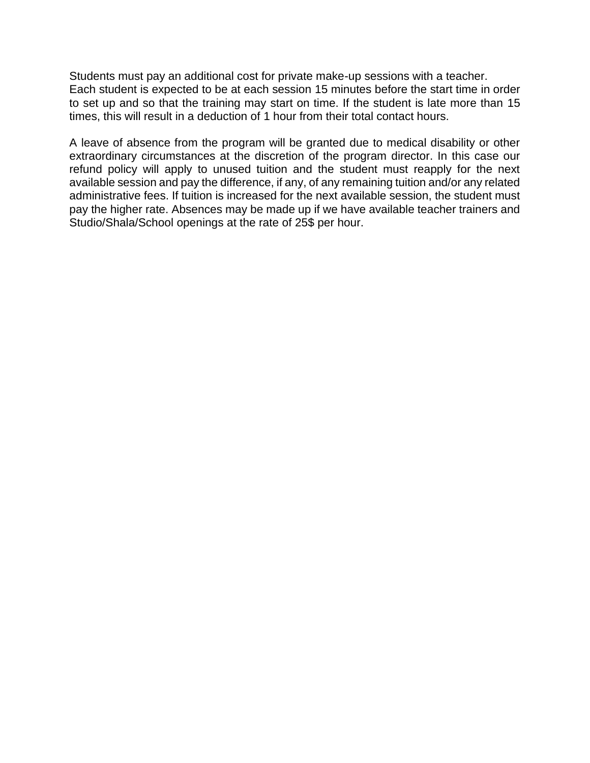Students must pay an additional cost for private make-up sessions with a teacher.
Each student is expected to be at each session 15 minutes before the start time in order to set up and so that the training may start on time. If the student is late more than 15 times, this will result in a deduction of 1 hour from their total contact hours.

A leave of absence from the program will be granted due to medical disability or other extraordinary circumstances at the discretion of the program director. In this case our refund policy will apply to unused tuition and the student must reapply for the next available session and pay the difference, if any, of any remaining tuition and/or any related administrative fees. If tuition is increased for the next available session, the student must pay the higher rate. Absences may be made up if we have available teacher trainers and Studio/Shala/School openings at the rate of 25$ per hour.